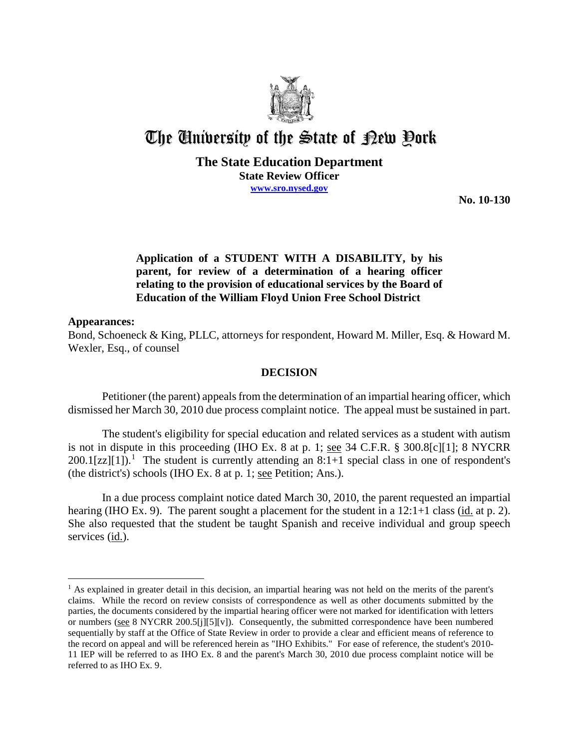# The University of the State of New York

**The State Education Department**
**State Review Officer**
**www.sro.nysed.gov**

**No. 10-130**

**Application of a STUDENT WITH A DISABILITY, by his parent, for review of a determination of a hearing officer relating to the provision of educational services by the Board of Education of the William Floyd Union Free School District**

**Appearances:**
Bond, Schoeneck & King, PLLC, attorneys for respondent, Howard M. Miller, Esq. & Howard M. Wexler, Esq., of counsel

## DECISION

Petitioner (the parent) appeals from the determination of an impartial hearing officer, which dismissed her March 30, 2010 due process complaint notice. The appeal must be sustained in part.

The student's eligibility for special education and related services as a student with autism is not in dispute in this proceeding (IHO Ex. 8 at p. 1; see 34 C.F.R. § 300.8[c][1]; 8 NYCRR 200.1[zz][1]).[1] The student is currently attending an 8:1+1 special class in one of respondent's (the district's) schools (IHO Ex. 8 at p. 1; see Petition; Ans.).

In a due process complaint notice dated March 30, 2010, the parent requested an impartial hearing (IHO Ex. 9). The parent sought a placement for the student in a 12:1+1 class (id. at p. 2). She also requested that the student be taught Spanish and receive individual and group speech services (id.).

---

[1] As explained in greater detail in this decision, an impartial hearing was not held on the merits of the parent's claims. While the record on review consists of correspondence as well as other documents submitted by the parties, the documents considered by the impartial hearing officer were not marked for identification with letters or numbers (see 8 NYCRR 200.5[j][5][v]). Consequently, the submitted correspondence have been numbered sequentially by staff at the Office of State Review in order to provide a clear and efficient means of reference to the record on appeal and will be referenced herein as "IHO Exhibits." For ease of reference, the student's 2010-11 IEP will be referred to as IHO Ex. 8 and the parent's March 30, 2010 due process complaint notice will be referred to as IHO Ex. 9.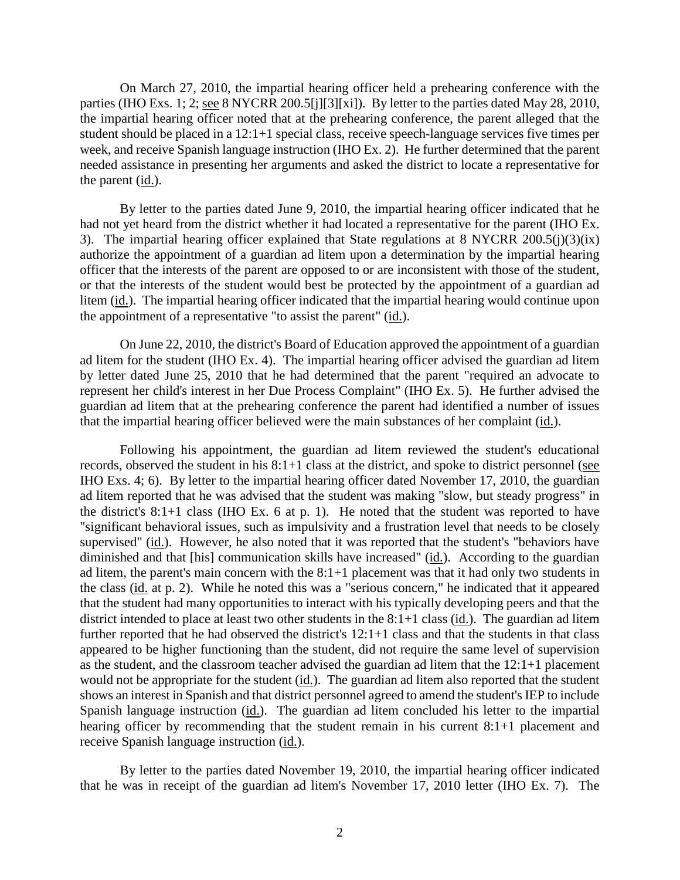On March 27, 2010, the impartial hearing officer held a prehearing conference with the parties (IHO Exs. 1; 2; see 8 NYCRR 200.5[j][3][xi]). By letter to the parties dated May 28, 2010, the impartial hearing officer noted that at the prehearing conference, the parent alleged that the student should be placed in a 12:1+1 special class, receive speech-language services five times per week, and receive Spanish language instruction (IHO Ex. 2). He further determined that the parent needed assistance in presenting her arguments and asked the district to locate a representative for the parent (id.).

By letter to the parties dated June 9, 2010, the impartial hearing officer indicated that he had not yet heard from the district whether it had located a representative for the parent (IHO Ex. 3). The impartial hearing officer explained that State regulations at 8 NYCRR 200.5(j)(3)(ix) authorize the appointment of a guardian ad litem upon a determination by the impartial hearing officer that the interests of the parent are opposed to or are inconsistent with those of the student, or that the interests of the student would best be protected by the appointment of a guardian ad litem (id.). The impartial hearing officer indicated that the impartial hearing would continue upon the appointment of a representative "to assist the parent" (id.).

On June 22, 2010, the district's Board of Education approved the appointment of a guardian ad litem for the student (IHO Ex. 4). The impartial hearing officer advised the guardian ad litem by letter dated June 25, 2010 that he had determined that the parent "required an advocate to represent her child's interest in her Due Process Complaint" (IHO Ex. 5). He further advised the guardian ad litem that at the prehearing conference the parent had identified a number of issues that the impartial hearing officer believed were the main substances of her complaint (id.).

Following his appointment, the guardian ad litem reviewed the student's educational records, observed the student in his 8:1+1 class at the district, and spoke to district personnel (see IHO Exs. 4; 6). By letter to the impartial hearing officer dated November 17, 2010, the guardian ad litem reported that he was advised that the student was making "slow, but steady progress" in the district's 8:1+1 class (IHO Ex. 6 at p. 1). He noted that the student was reported to have "significant behavioral issues, such as impulsivity and a frustration level that needs to be closely supervised" (id.). However, he also noted that it was reported that the student's "behaviors have diminished and that [his] communication skills have increased" (id.). According to the guardian ad litem, the parent's main concern with the 8:1+1 placement was that it had only two students in the class (id. at p. 2). While he noted this was a "serious concern," he indicated that it appeared that the student had many opportunities to interact with his typically developing peers and that the district intended to place at least two other students in the 8:1+1 class (id.). The guardian ad litem further reported that he had observed the district's 12:1+1 class and that the students in that class appeared to be higher functioning than the student, did not require the same level of supervision as the student, and the classroom teacher advised the guardian ad litem that the 12:1+1 placement would not be appropriate for the student (id.). The guardian ad litem also reported that the student shows an interest in Spanish and that district personnel agreed to amend the student's IEP to include Spanish language instruction (id.). The guardian ad litem concluded his letter to the impartial hearing officer by recommending that the student remain in his current 8:1+1 placement and receive Spanish language instruction (id.).

By letter to the parties dated November 19, 2010, the impartial hearing officer indicated that he was in receipt of the guardian ad litem's November 17, 2010 letter (IHO Ex. 7). The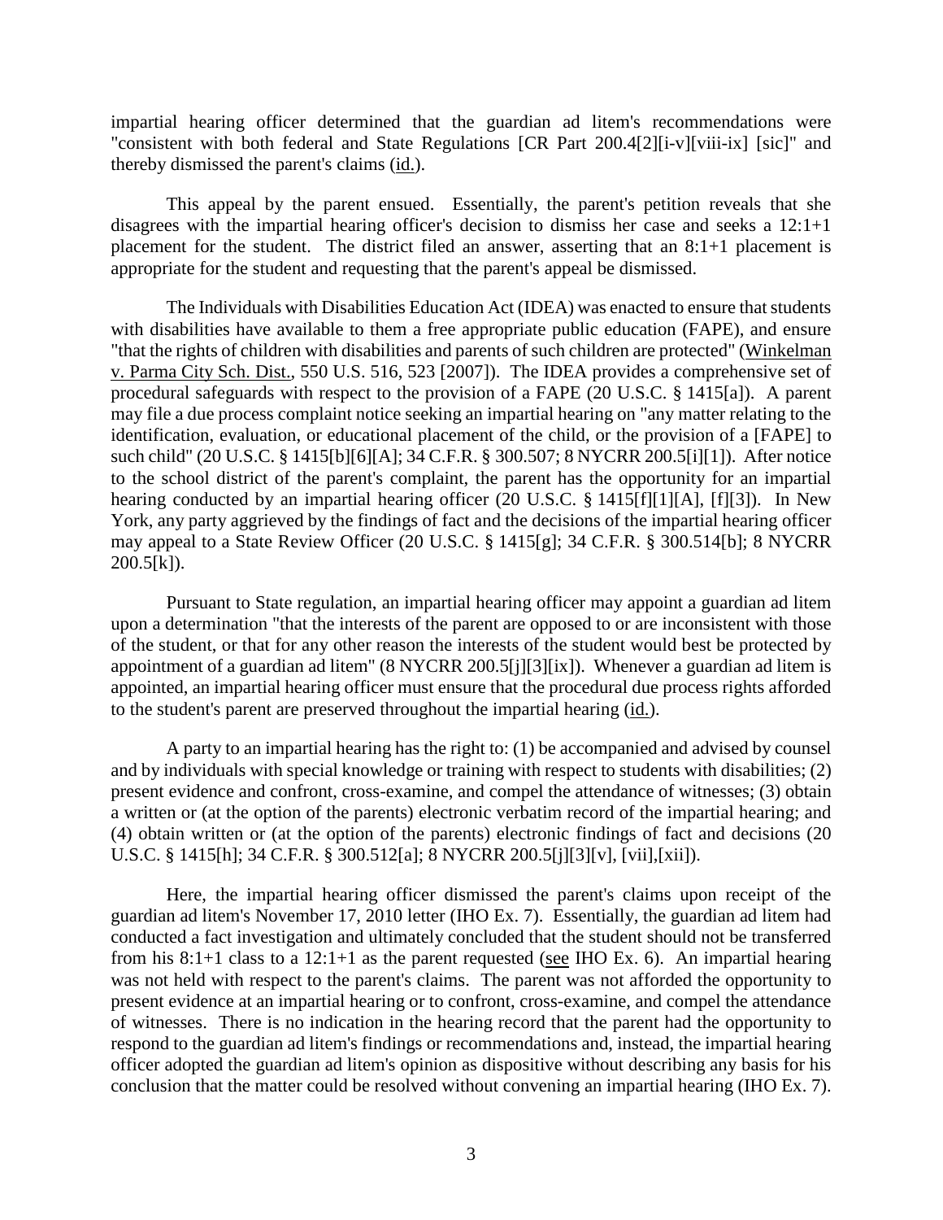impartial hearing officer determined that the guardian ad litem's recommendations were "consistent with both federal and State Regulations [CR Part 200.4[2][i-v][viii-ix] [sic]" and thereby dismissed the parent's claims (id.).

This appeal by the parent ensued. Essentially, the parent's petition reveals that she disagrees with the impartial hearing officer's decision to dismiss her case and seeks a 12:1+1 placement for the student. The district filed an answer, asserting that an 8:1+1 placement is appropriate for the student and requesting that the parent's appeal be dismissed.

The Individuals with Disabilities Education Act (IDEA) was enacted to ensure that students with disabilities have available to them a free appropriate public education (FAPE), and ensure "that the rights of children with disabilities and parents of such children are protected" (Winkelman v. Parma City Sch. Dist., 550 U.S. 516, 523 [2007]). The IDEA provides a comprehensive set of procedural safeguards with respect to the provision of a FAPE (20 U.S.C. § 1415[a]). A parent may file a due process complaint notice seeking an impartial hearing on "any matter relating to the identification, evaluation, or educational placement of the child, or the provision of a [FAPE] to such child" (20 U.S.C. § 1415[b][6][A]; 34 C.F.R. § 300.507; 8 NYCRR 200.5[i][1]). After notice to the school district of the parent's complaint, the parent has the opportunity for an impartial hearing conducted by an impartial hearing officer (20 U.S.C. § 1415[f][1][A], [f][3]). In New York, any party aggrieved by the findings of fact and the decisions of the impartial hearing officer may appeal to a State Review Officer (20 U.S.C. § 1415[g]; 34 C.F.R. § 300.514[b]; 8 NYCRR 200.5[k]).

Pursuant to State regulation, an impartial hearing officer may appoint a guardian ad litem upon a determination "that the interests of the parent are opposed to or are inconsistent with those of the student, or that for any other reason the interests of the student would best be protected by appointment of a guardian ad litem" (8 NYCRR 200.5[j][3][ix]). Whenever a guardian ad litem is appointed, an impartial hearing officer must ensure that the procedural due process rights afforded to the student's parent are preserved throughout the impartial hearing (id.).

A party to an impartial hearing has the right to: (1) be accompanied and advised by counsel and by individuals with special knowledge or training with respect to students with disabilities; (2) present evidence and confront, cross-examine, and compel the attendance of witnesses; (3) obtain a written or (at the option of the parents) electronic verbatim record of the impartial hearing; and (4) obtain written or (at the option of the parents) electronic findings of fact and decisions (20 U.S.C. § 1415[h]; 34 C.F.R. § 300.512[a]; 8 NYCRR 200.5[j][3][v], [vii],[xii]).

Here, the impartial hearing officer dismissed the parent's claims upon receipt of the guardian ad litem's November 17, 2010 letter (IHO Ex. 7). Essentially, the guardian ad litem had conducted a fact investigation and ultimately concluded that the student should not be transferred from his 8:1+1 class to a 12:1+1 as the parent requested (see IHO Ex. 6). An impartial hearing was not held with respect to the parent's claims. The parent was not afforded the opportunity to present evidence at an impartial hearing or to confront, cross-examine, and compel the attendance of witnesses. There is no indication in the hearing record that the parent had the opportunity to respond to the guardian ad litem's findings or recommendations and, instead, the impartial hearing officer adopted the guardian ad litem's opinion as dispositive without describing any basis for his conclusion that the matter could be resolved without convening an impartial hearing (IHO Ex. 7).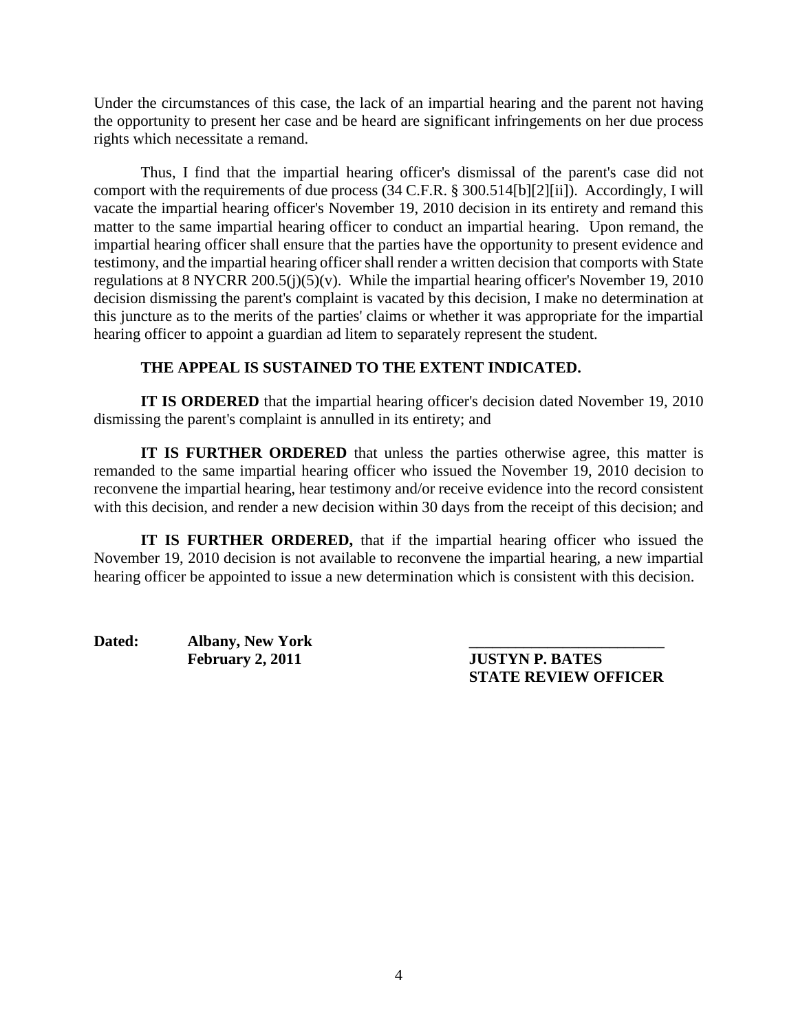Under the circumstances of this case, the lack of an impartial hearing and the parent not having the opportunity to present her case and be heard are significant infringements on her due process rights which necessitate a remand.

Thus, I find that the impartial hearing officer's dismissal of the parent's case did not comport with the requirements of due process (34 C.F.R. § 300.514[b][2][ii]). Accordingly, I will vacate the impartial hearing officer's November 19, 2010 decision in its entirety and remand this matter to the same impartial hearing officer to conduct an impartial hearing. Upon remand, the impartial hearing officer shall ensure that the parties have the opportunity to present evidence and testimony, and the impartial hearing officer shall render a written decision that comports with State regulations at 8 NYCRR 200.5(j)(5)(v). While the impartial hearing officer's November 19, 2010 decision dismissing the parent's complaint is vacated by this decision, I make no determination at this juncture as to the merits of the parties' claims or whether it was appropriate for the impartial hearing officer to appoint a guardian ad litem to separately represent the student.

**THE APPEAL IS SUSTAINED TO THE EXTENT INDICATED.**

**IT IS ORDERED** that the impartial hearing officer's decision dated November 19, 2010 dismissing the parent's complaint is annulled in its entirety; and

**IT IS FURTHER ORDERED** that unless the parties otherwise agree, this matter is remanded to the same impartial hearing officer who issued the November 19, 2010 decision to reconvene the impartial hearing, hear testimony and/or receive evidence into the record consistent with this decision, and render a new decision within 30 days from the receipt of this decision; and

**IT IS FURTHER ORDERED,** that if the impartial hearing officer who issued the November 19, 2010 decision is not available to reconvene the impartial hearing, a new impartial hearing officer be appointed to issue a new determination which is consistent with this decision.

**Dated:** **Albany, New York**
**February 2, 2011**

**JUSTYN P. BATES**
**STATE REVIEW OFFICER**